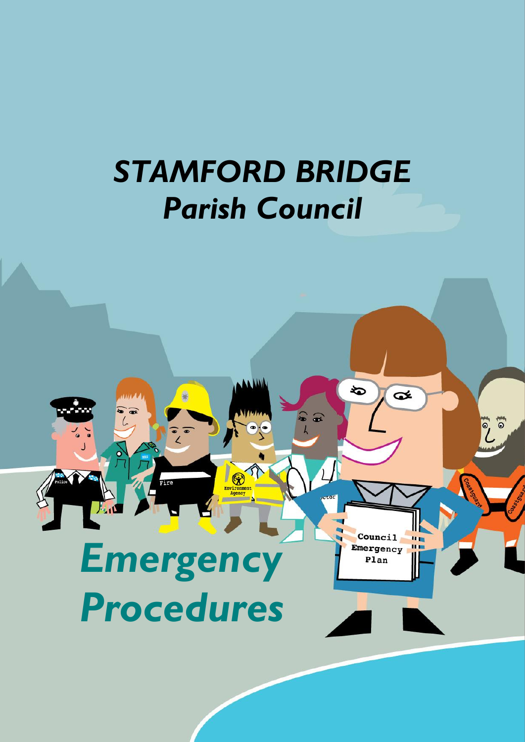# *STAMFORD BRIDGE*
## *Parish Council*

# *Emergency Procedures*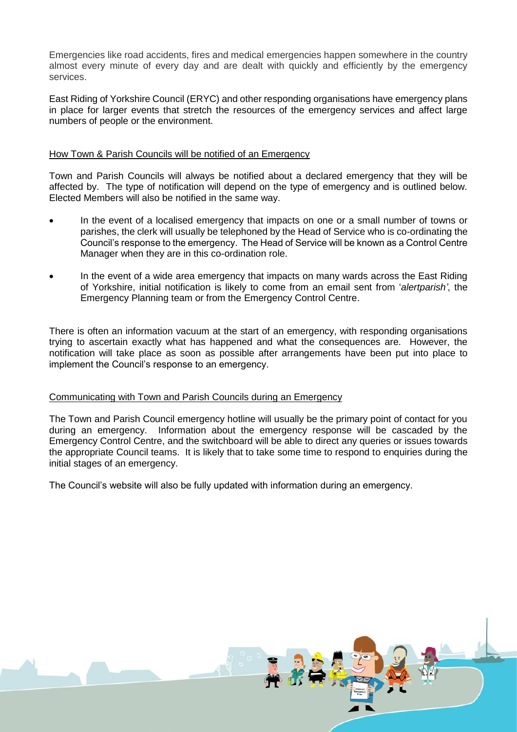Emergencies like road accidents, fires and medical emergencies happen somewhere in the country almost every minute of every day and are dealt with quickly and efficiently by the emergency services.

East Riding of Yorkshire Council (ERYC) and other responding organisations have emergency plans in place for larger events that stretch the resources of the emergency services and affect large numbers of people or the environment.

## How Town & Parish Councils will be notified of an Emergency

Town and Parish Councils will always be notified about a declared emergency that they will be affected by. The type of notification will depend on the type of emergency and is outlined below. Elected Members will also be notified in the same way.

- In the event of a localised emergency that impacts on one or a small number of towns or parishes, the clerk will usually be telephoned by the Head of Service who is co-ordinating the Council's response to the emergency. The Head of Service will be known as a Control Centre Manager when they are in this co-ordination role.
- In the event of a wide area emergency that impacts on many wards across the East Riding of Yorkshire, initial notification is likely to come from an email sent from '*alertparish'*, the Emergency Planning team or from the Emergency Control Centre.

There is often an information vacuum at the start of an emergency, with responding organisations trying to ascertain exactly what has happened and what the consequences are. However, the notification will take place as soon as possible after arrangements have been put into place to implement the Council's response to an emergency.

## Communicating with Town and Parish Councils during an Emergency

The Town and Parish Council emergency hotline will usually be the primary point of contact for you during an emergency. Information about the emergency response will be cascaded by the Emergency Control Centre, and the switchboard will be able to direct any queries or issues towards the appropriate Council teams. It is likely that to take some time to respond to enquiries during the initial stages of an emergency.

The Council's website will also be fully updated with information during an emergency.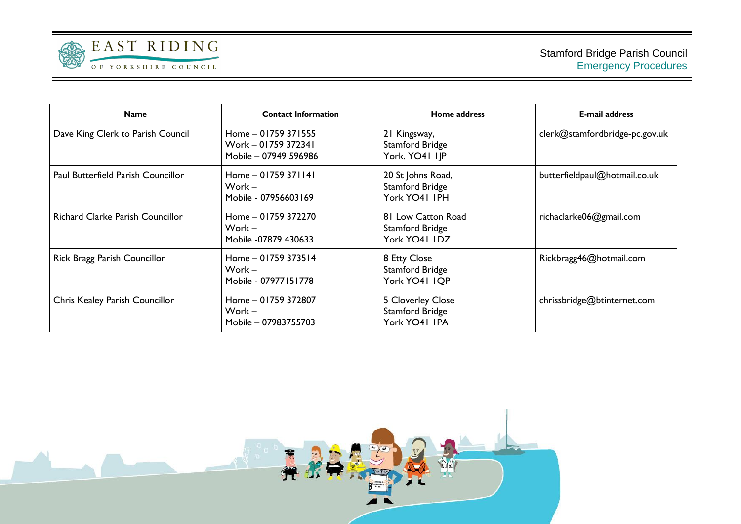| Name | Contact Information | Home address | E-mail address |
| --- | --- | --- | --- |
| Dave King Clerk to Parish Council | Home – 01759 371555<br>Work – 01759 372341<br>Mobile – 07949 596986 | 21 Kingsway,<br>Stamford Bridge<br>York. YO41 1JP | clerk@stamfordbridge-pc.gov.uk |
| Paul Butterfield Parish Councillor | Home – 01759 371141<br>Work –<br>Mobile - 07956603169 | 20 St Johns Road,<br>Stamford Bridge<br>York YO41 1PH | butterfieldpaul@hotmail.co.uk |
| Richard Clarke Parish Councillor | Home – 01759 372270<br>Work –<br>Mobile -07879 430633 | 81 Low Catton Road<br>Stamford Bridge<br>York YO41 1DZ | richaclarke06@gmail.com |
| Rick Bragg Parish Councillor | Home – 01759 373514<br>Work –<br>Mobile - 07977151778 | 8 Etty Close<br>Stamford Bridge<br>York YO41 1QP | Rickbragg46@hotmail.com |
| Chris Kealey Parish Councillor | Home – 01759 372807<br>Work –<br>Mobile – 07983755703 | 5 Cloverley Close<br>Stamford Bridge<br>York YO41 1PA | chrissbridge@btinternet.com |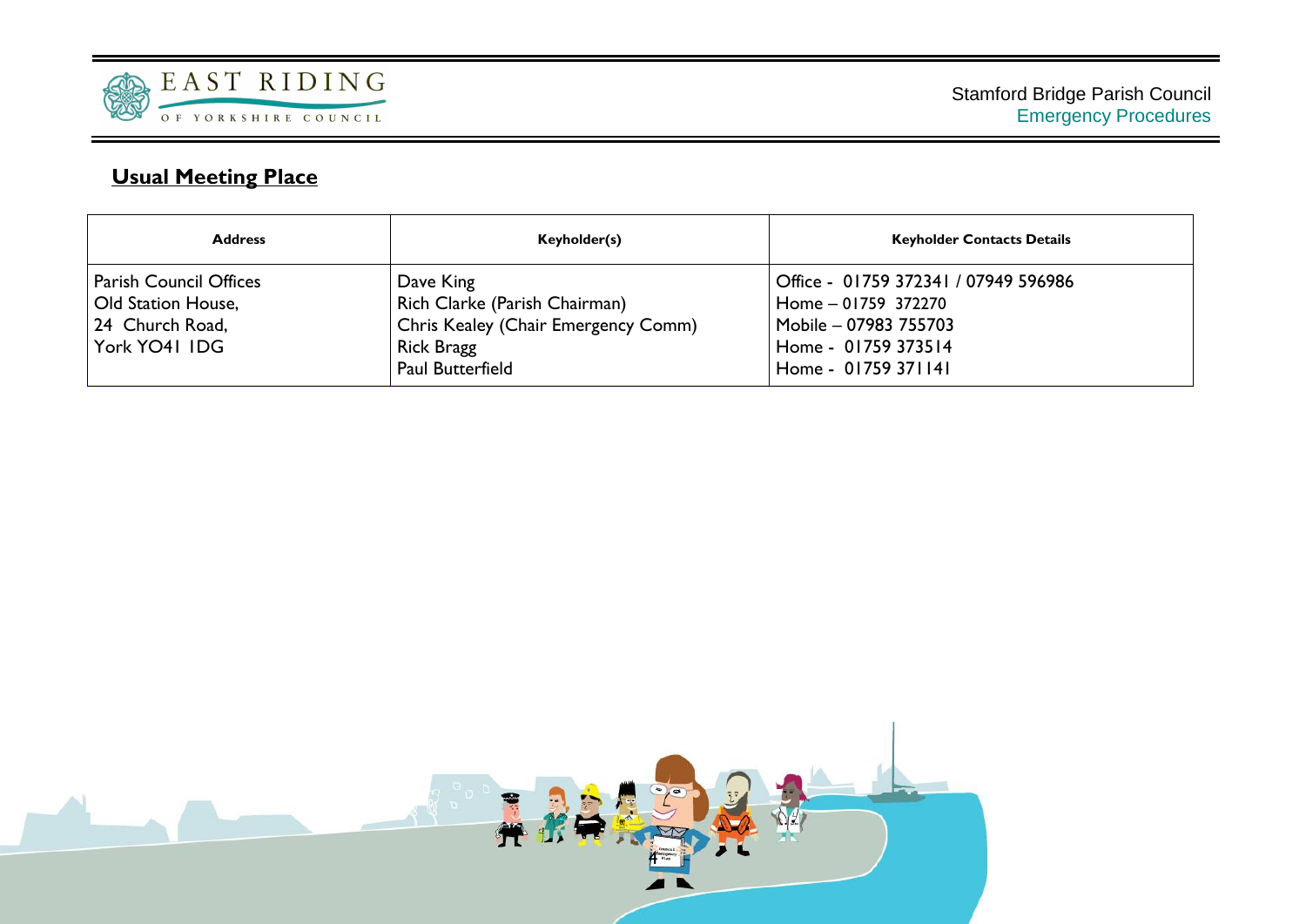## Usual Meeting Place

| Address | Keyholder(s) | Keyholder Contacts Details |
|---|---|---|
| Parish Council Offices<br>Old Station House,<br>24 Church Road,<br>York YO41 1DG | Dave King<br>Rich Clarke (Parish Chairman)<br>Chris Kealey (Chair Emergency Comm)<br>Rick Bragg<br>Paul Butterfield | Office - 01759 372341 / 07949 596986<br>Home – 01759 372270<br>Mobile – 07983 755703<br>Home - 01759 373514<br>Home - 01759 371141 |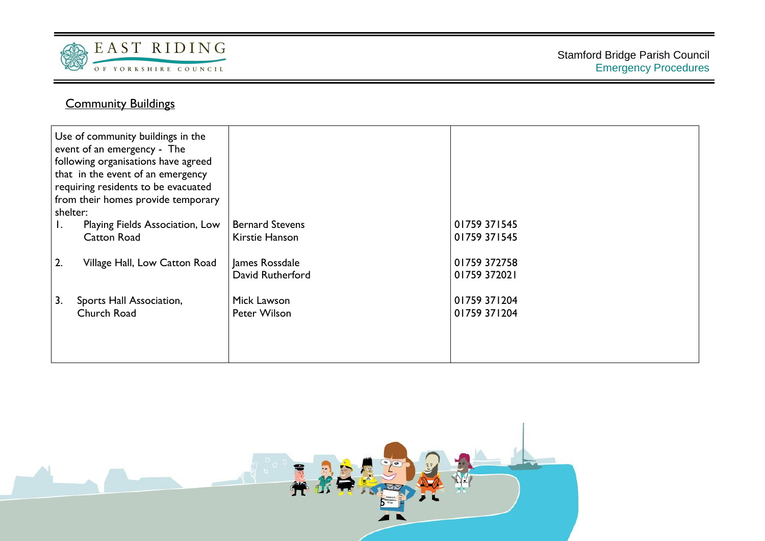## Community Buildings

| Use of community buildings in the event of an emergency - The following organisations have agreed that in the event of an emergency requiring residents to be evacuated from their homes provide temporary shelter: | | |
|---|---|---|
| 1. Playing Fields Association, Low Catton Road | Bernard Stevens<br>Kirstie Hanson | 01759 371545<br>01759 371545 |
| 2. Village Hall, Low Catton Road | James Rossdale<br>David Rutherford | 01759 372758<br>01759 372021 |
| 3. Sports Hall Association, Church Road | Mick Lawson<br>Peter Wilson | 01759 371204<br>01759 371204 |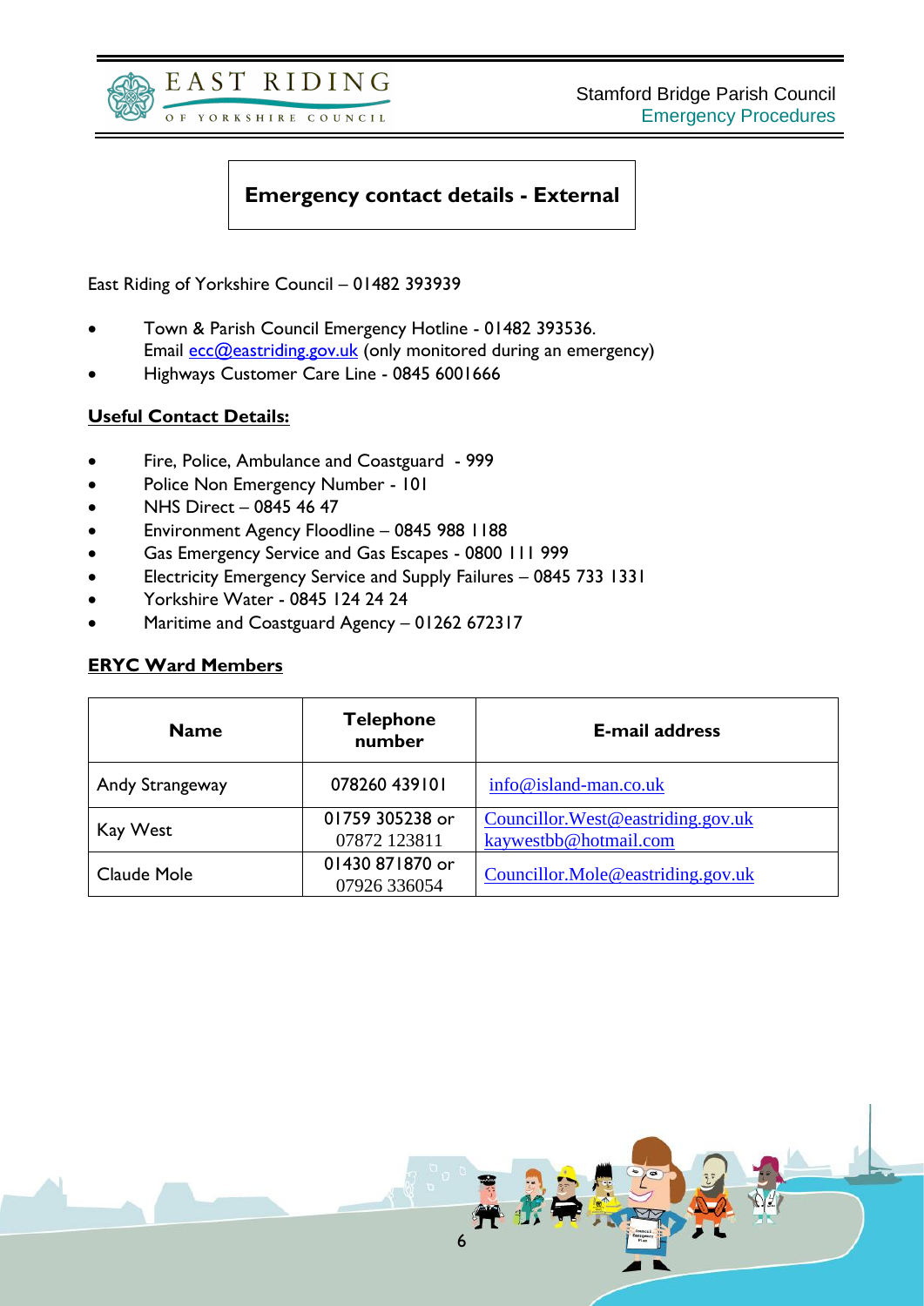## Emergency contact details - External

East Riding of Yorkshire Council – 01482 393939

- Town & Parish Council Emergency Hotline - 01482 393536.
  Email ecc@eastriding.gov.uk (only monitored during an emergency)
- Highways Customer Care Line - 0845 6001666

**Useful Contact Details:**

- Fire, Police, Ambulance and Coastguard - 999
- Police Non Emergency Number - 101
- NHS Direct – 0845 46 47
- Environment Agency Floodline – 0845 988 1188
- Gas Emergency Service and Gas Escapes - 0800 111 999
- Electricity Emergency Service and Supply Failures – 0845 733 1331
- Yorkshire Water - 0845 124 24 24
- Maritime and Coastguard Agency – 01262 672317

**ERYC Ward Members**

| Name | Telephone number | E-mail address |
|---|---|---|
| Andy Strangeway | 078260 439101 | info@island-man.co.uk |
| Kay West | 01759 305238 or 07872 123811 | Councillor.West@eastriding.gov.uk kaywestbb@hotmail.com |
| Claude Mole | 01430 871870 or 07926 336054 | Councillor.Mole@eastriding.gov.uk |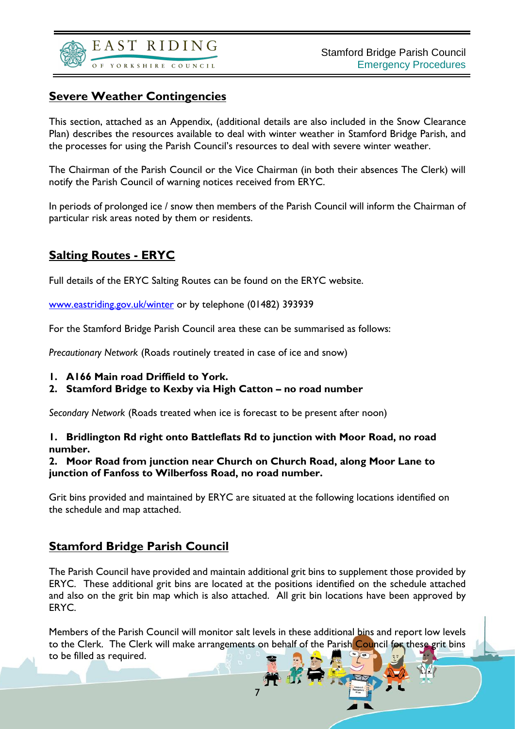## Severe Weather Contingencies

This section, attached as an Appendix, (additional details are also included in the Snow Clearance Plan) describes the resources available to deal with winter weather in Stamford Bridge Parish, and the processes for using the Parish Council's resources to deal with severe winter weather.

The Chairman of the Parish Council or the Vice Chairman (in both their absences The Clerk) will notify the Parish Council of warning notices received from ERYC.

In periods of prolonged ice / snow then members of the Parish Council will inform the Chairman of particular risk areas noted by them or residents.

## Salting Routes - ERYC

Full details of the ERYC Salting Routes can be found on the ERYC website.

www.eastriding.gov.uk/winter or by telephone (01482) 393939

For the Stamford Bridge Parish Council area these can be summarised as follows:

*Precautionary Network* (Roads routinely treated in case of ice and snow)

1. **A166 Main road Driffield to York.**
2. **Stamford Bridge to Kexby via High Catton – no road number**

*Secondary Network* (Roads treated when ice is forecast to be present after noon)

**1. Bridlington Rd right onto Battleflats Rd to junction with Moor Road, no road number.**
**2. Moor Road from junction near Church on Church Road, along Moor Lane to junction of Fanfoss to Wilberfoss Road, no road number.**

Grit bins provided and maintained by ERYC are situated at the following locations identified on the schedule and map attached.

## Stamford Bridge Parish Council

The Parish Council have provided and maintain additional grit bins to supplement those provided by ERYC. These additional grit bins are located at the positions identified on the schedule attached and also on the grit bin map which is also attached. All grit bin locations have been approved by ERYC.

Members of the Parish Council will monitor salt levels in these additional bins and report low levels to the Clerk. The Clerk will make arrangements on behalf of the Parish Council for these grit bins to be filled as required.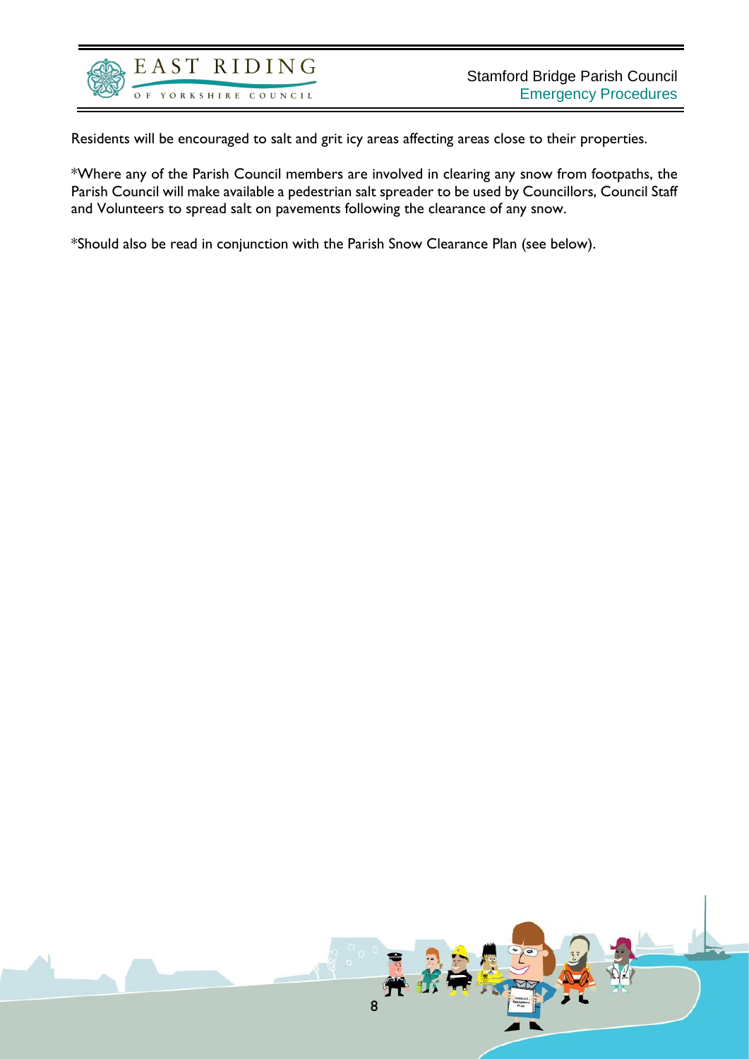Residents will be encouraged to salt and grit icy areas affecting areas close to their properties.

*Where any of the Parish Council members are involved in clearing any snow from footpaths, the Parish Council will make available a pedestrian salt spreader to be used by Councillors, Council Staff and Volunteers to spread salt on pavements following the clearance of any snow.

*Should also be read in conjunction with the Parish Snow Clearance Plan (see below).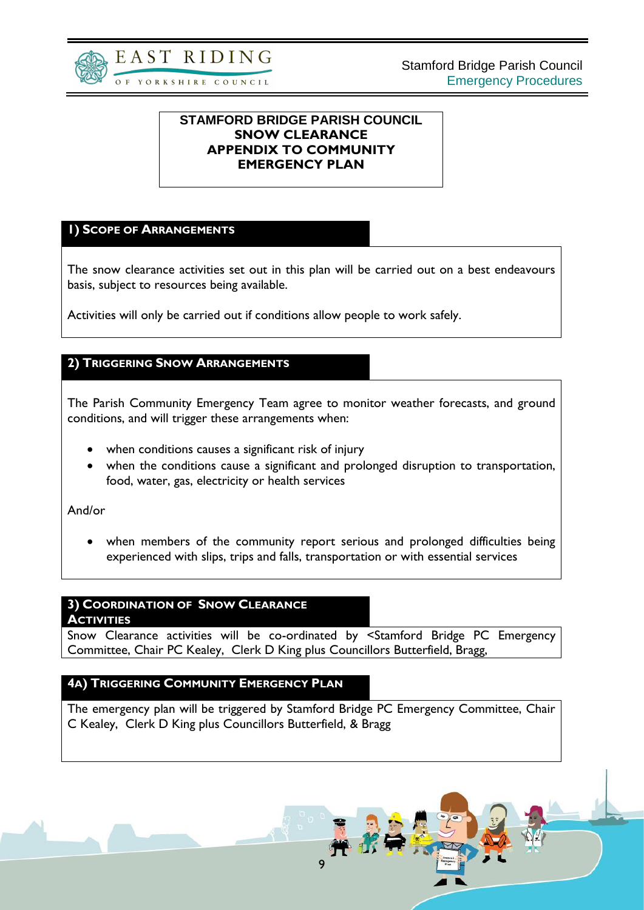# STAMFORD BRIDGE PARISH COUNCIL
# SNOW CLEARANCE
# APPENDIX TO COMMUNITY EMERGENCY PLAN

## 1) Scope of Arrangements

The snow clearance activities set out in this plan will be carried out on a best endeavours basis, subject to resources being available.

Activities will only be carried out if conditions allow people to work safely.

## 2) Triggering Snow Arrangements

The Parish Community Emergency Team agree to monitor weather forecasts, and ground conditions, and will trigger these arrangements when:

- when conditions causes a significant risk of injury
- when the conditions cause a significant and prolonged disruption to transportation, food, water, gas, electricity or health services

And/or

- when members of the community report serious and prolonged difficulties being experienced with slips, trips and falls, transportation or with essential services

## 3) Coordination of Snow Clearance Activities

Snow Clearance activities will be co-ordinated by <Stamford Bridge PC Emergency Committee, Chair PC Kealey, Clerk D King plus Councillors Butterfield, Bragg,

## 4a) Triggering Community Emergency Plan

The emergency plan will be triggered by Stamford Bridge PC Emergency Committee, Chair C Kealey, Clerk D King plus Councillors Butterfield, & Bragg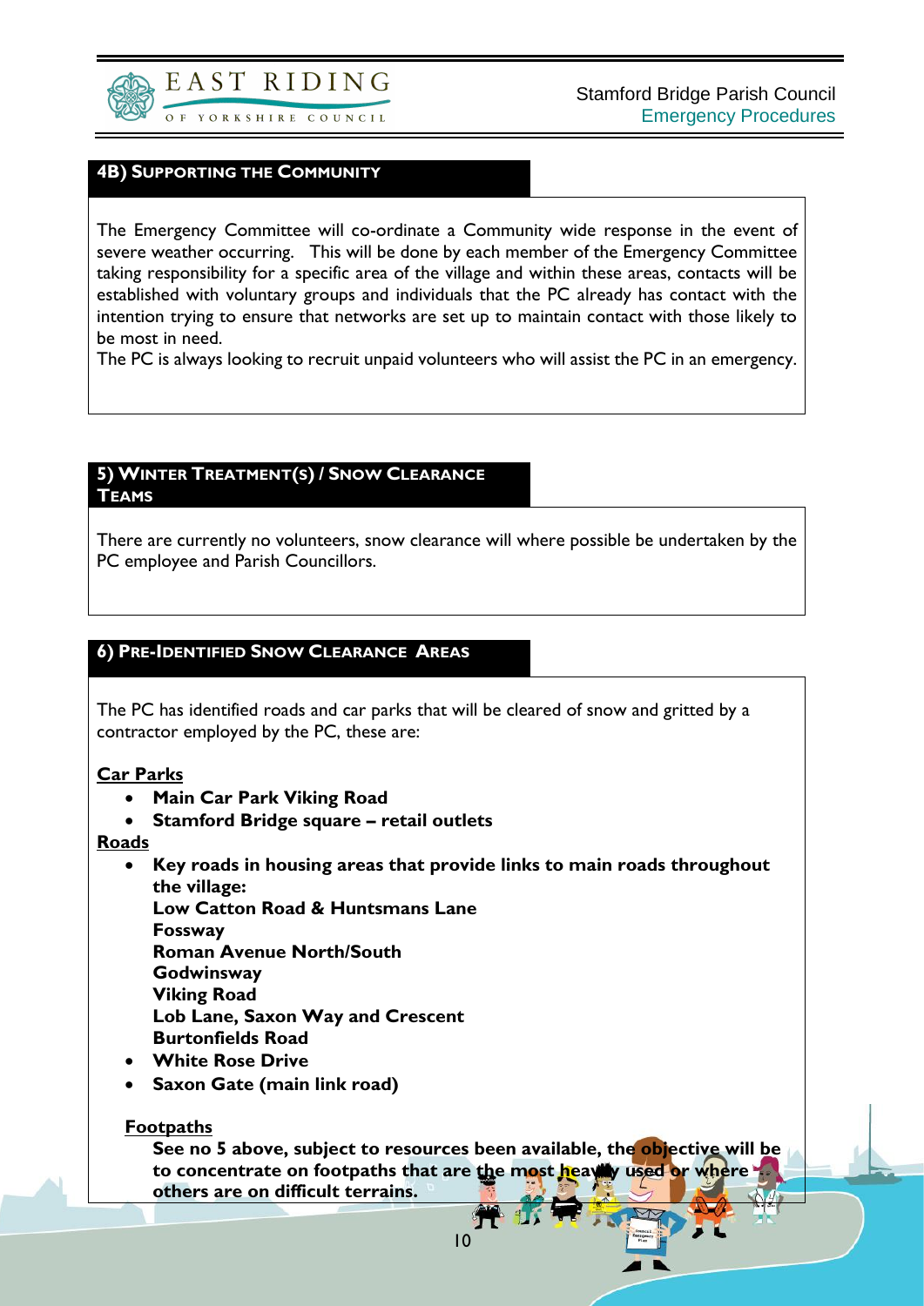## 4B) Supporting the Community

The Emergency Committee will co-ordinate a Community wide response in the event of severe weather occurring. This will be done by each member of the Emergency Committee taking responsibility for a specific area of the village and within these areas, contacts will be established with voluntary groups and individuals that the PC already has contact with the intention trying to ensure that networks are set up to maintain contact with those likely to be most in need.

The PC is always looking to recruit unpaid volunteers who will assist the PC in an emergency.

## 5) Winter Treatment(s) / Snow Clearance Teams

There are currently no volunteers, snow clearance will where possible be undertaken by the PC employee and Parish Councillors.

## 6) Pre-Identified Snow Clearance Areas

The PC has identified roads and car parks that will be cleared of snow and gritted by a contractor employed by the PC, these are:

**Car Parks**

- **Main Car Park Viking Road**
- **Stamford Bridge square – retail outlets**

**Roads**

- **Key roads in housing areas that provide links to main roads throughout the village:**
  **Low Catton Road & Huntsmans Lane**
  **Fossway**
  **Roman Avenue North/South**
  **Godwinsway**
  **Viking Road**
  **Lob Lane, Saxon Way and Crescent**
  **Burtonfields Road**
- **White Rose Drive**
- **Saxon Gate (main link road)**

**Footpaths**

**See no 5 above, subject to resources been available, the objective will be to concentrate on footpaths that are the most heavily used or where others are on difficult terrains.**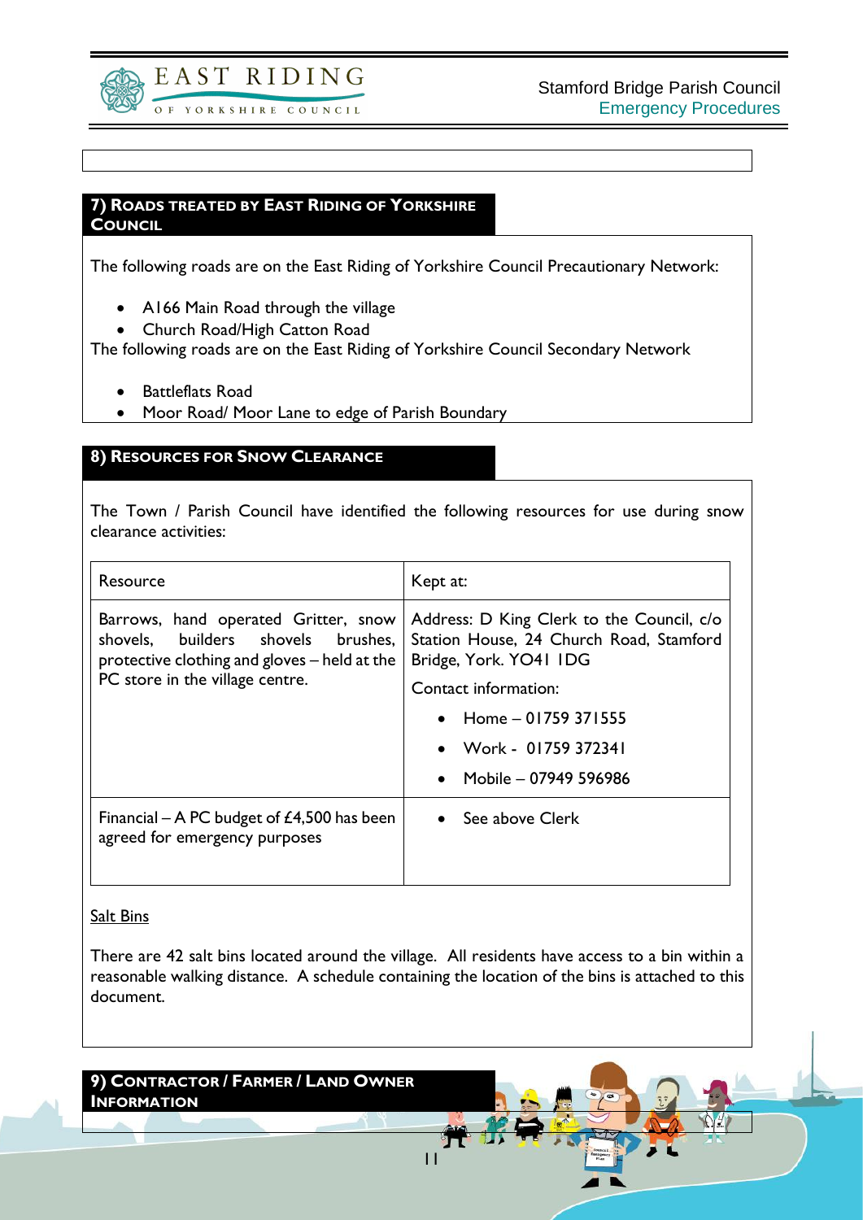## 7) Roads Treated by East Riding of Yorkshire Council

The following roads are on the East Riding of Yorkshire Council Precautionary Network:

- A166 Main Road through the village
- Church Road/High Catton Road

The following roads are on the East Riding of Yorkshire Council Secondary Network

- Battleflats Road
- Moor Road/ Moor Lane to edge of Parish Boundary

## 8) Resources for Snow Clearance

The Town / Parish Council have identified the following resources for use during snow clearance activities:

| Resource | Kept at: |
|---|---|
| Barrows, hand operated Gritter, snow shovels, builders shovels brushes, protective clothing and gloves – held at the PC store in the village centre. | Address: D King Clerk to the Council, c/o Station House, 24 Church Road, Stamford Bridge, York. YO41 1DG<br>Contact information:<br>• Home – 01759 371555<br>• Work - 01759 372341<br>• Mobile – 07949 596986 |
| Financial – A PC budget of £4,500 has been agreed for emergency purposes | • See above Clerk |

Salt Bins

There are 42 salt bins located around the village. All residents have access to a bin within a reasonable walking distance. A schedule containing the location of the bins is attached to this document.

## 9) Contractor / Farmer / Land Owner Information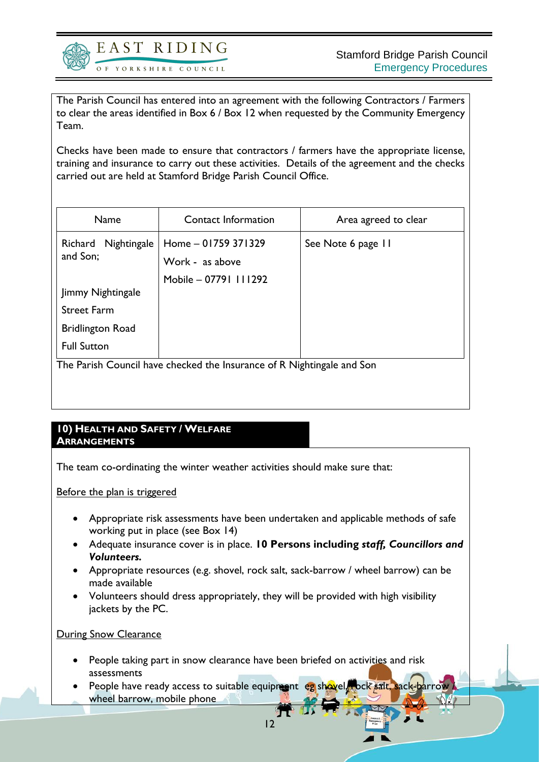The Parish Council has entered into an agreement with the following Contractors / Farmers to clear the areas identified in Box 6 / Box 12 when requested by the Community Emergency Team.

Checks have been made to ensure that contractors / farmers have the appropriate license, training and insurance to carry out these activities. Details of the agreement and the checks carried out are held at Stamford Bridge Parish Council Office.

| Name | Contact Information | Area agreed to clear |
|---|---|---|
| Richard Nightingale and Son; Jimmy Nightingale, Street Farm, Bridlington Road, Full Sutton | Home – 01759 371329, Work - as above, Mobile – 07791 111292 | See Note 6 page 11 |

The Parish Council have checked the Insurance of R Nightingale and Son

## 10) Health and Safety / Welfare Arrangements

The team co-ordinating the winter weather activities should make sure that:

Before the plan is triggered

- Appropriate risk assessments have been undertaken and applicable methods of safe working put in place (see Box 14)
- Adequate insurance cover is in place. **10 Persons including *staff, Councillors and Volunteers.***
- Appropriate resources (e.g. shovel, rock salt, sack-barrow / wheel barrow) can be made available
- Volunteers should dress appropriately, they will be provided with high visibility jackets by the PC.

During Snow Clearance

- People taking part in snow clearance have been briefed on activities and risk assessments
- People have ready access to suitable equipment eg shovel, rock salt, sack-barrow / wheel barrow, mobile phone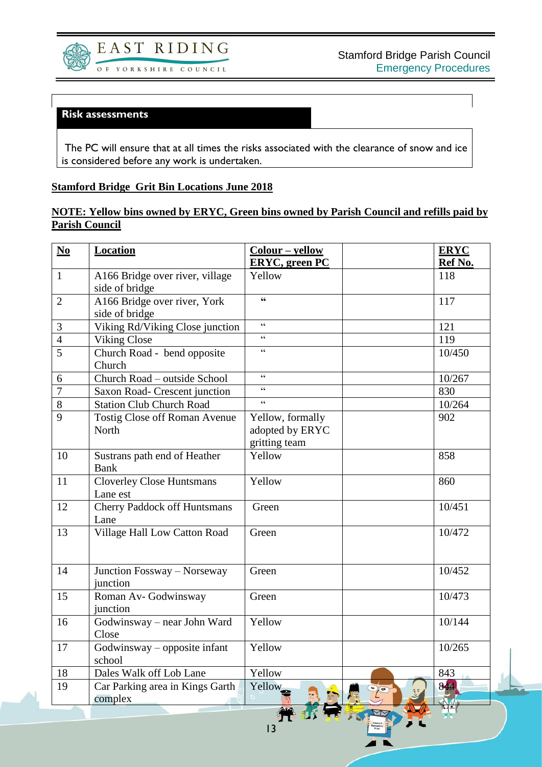## Risk assessments

The PC will ensure that at all times the risks associated with the clearance of snow and ice is considered before any work is undertaken.

**Stamford Bridge Grit Bin Locations June 2018**

**NOTE: Yellow bins owned by ERYC, Green bins owned by Parish Council and refills paid by Parish Council**

| No | Location | Colour – yellow ERYC, green PC | | ERYC Ref No. |
|---|---|---|---|---|
| 1 | A166 Bridge over river, village side of bridge | Yellow | | 118 |
| 2 | A166 Bridge over river, York side of bridge | " | | 117 |
| 3 | Viking Rd/Viking Close junction | " | | 121 |
| 4 | Viking Close | " | | 119 |
| 5 | Church Road - bend opposite Church | " | | 10/450 |
| 6 | Church Road – outside School | " | | 10/267 |
| 7 | Saxon Road- Crescent junction | " | | 830 |
| 8 | Station Club Church Road | " | | 10/264 |
| 9 | Tostig Close off Roman Avenue North | Yellow, formally adopted by ERYC gritting team | | 902 |
| 10 | Sustrans path end of Heather Bank | Yellow | | 858 |
| 11 | Cloverley Close Huntsmans Lane est | Yellow | | 860 |
| 12 | Cherry Paddock off Huntsmans Lane | Green | | 10/451 |
| 13 | Village Hall Low Catton Road | Green | | 10/472 |
| 14 | Junction Fossway – Norseway junction | Green | | 10/452 |
| 15 | Roman Av- Godwinsway junction | Green | | 10/473 |
| 16 | Godwinsway – near John Ward Close | Yellow | | 10/144 |
| 17 | Godwinsway – opposite infant school | Yellow | | 10/265 |
| 18 | Dales Walk off Lob Lane | Yellow | | 843 |
| 19 | Car Parking area in Kings Garth complex | Yellow | | 844 |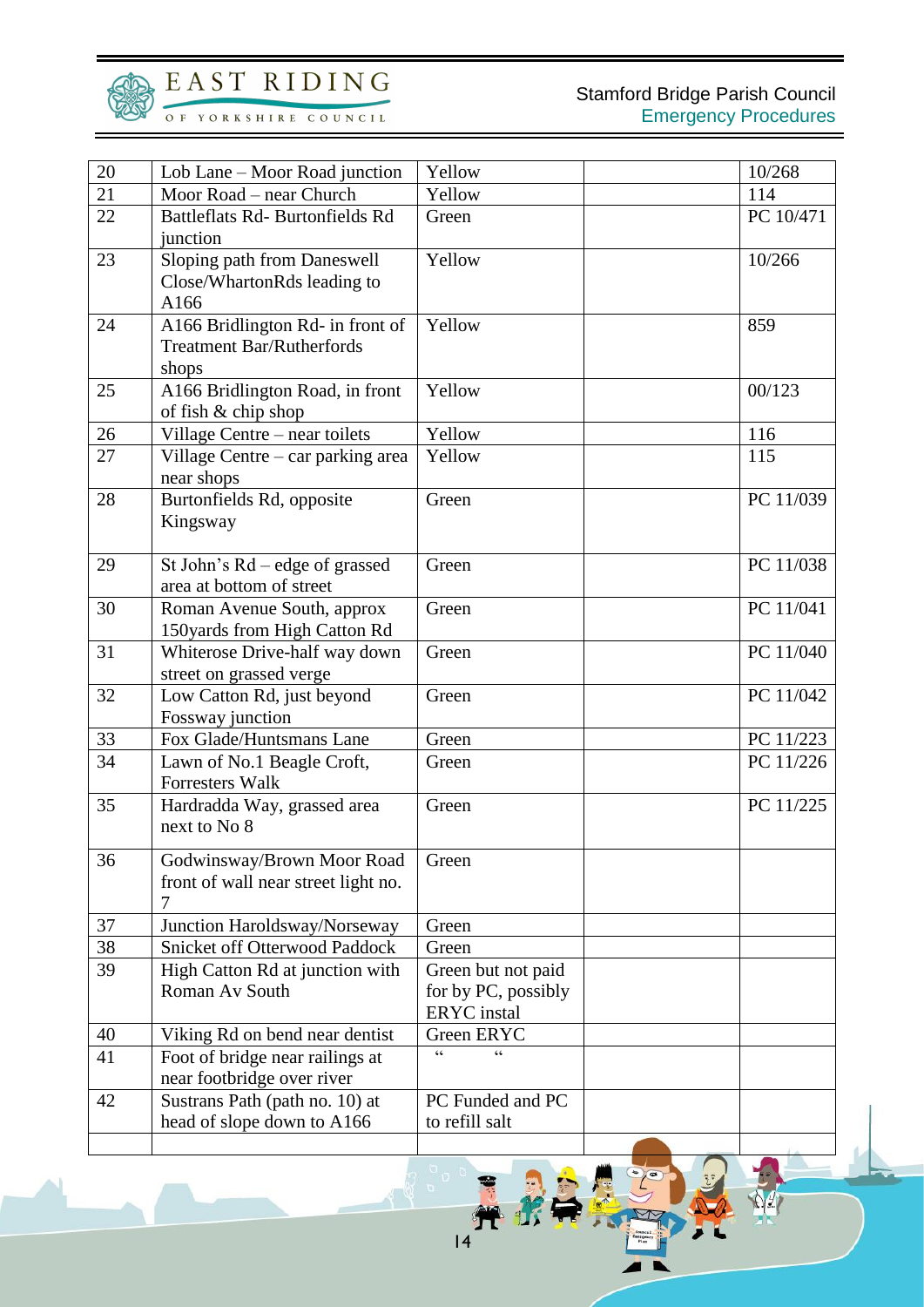| 20 | Lob Lane – Moor Road junction | Yellow | | 10/268 |
|---|---|---|---|---|
| 21 | Moor Road – near Church | Yellow | | 114 |
| 22 | Battleflats Rd- Burtonfields Rd junction | Green | | PC 10/471 |
| 23 | Sloping path from Daneswell Close/WhartonRds leading to A166 | Yellow | | 10/266 |
| 24 | A166 Bridlington Rd- in front of Treatment Bar/Rutherfords shops | Yellow | | 859 |
| 25 | A166 Bridlington Road, in front of fish & chip shop | Yellow | | 00/123 |
| 26 | Village Centre – near toilets | Yellow | | 116 |
| 27 | Village Centre – car parking area near shops | Yellow | | 115 |
| 28 | Burtonfields Rd, opposite Kingsway | Green | | PC 11/039 |
| 29 | St John's Rd – edge of grassed area at bottom of street | Green | | PC 11/038 |
| 30 | Roman Avenue South, approx 150yards from High Catton Rd | Green | | PC 11/041 |
| 31 | Whiterose Drive-half way down street on grassed verge | Green | | PC 11/040 |
| 32 | Low Catton Rd, just beyond Fossway junction | Green | | PC 11/042 |
| 33 | Fox Glade/Huntsmans Lane | Green | | PC 11/223 |
| 34 | Lawn of No.1 Beagle Croft, Forresters Walk | Green | | PC 11/226 |
| 35 | Hardradda Way, grassed area next to No 8 | Green | | PC 11/225 |
| 36 | Godwinsway/Brown Moor Road front of wall near street light no. 7 | Green | | |
| 37 | Junction Haroldsway/Norseway | Green | | |
| 38 | Snicket off Otterwood Paddock | Green | | |
| 39 | High Catton Rd at junction with Roman Av South | Green but not paid for by PC, possibly ERYC instal | | |
| 40 | Viking Rd on bend near dentist | Green ERYC | | |
| 41 | Foot of bridge near railings at near footbridge over river | " " | | |
| 42 | Sustrans Path (path no. 10) at head of slope down to A166 | PC Funded and PC to refill salt | | |
| | | | | |